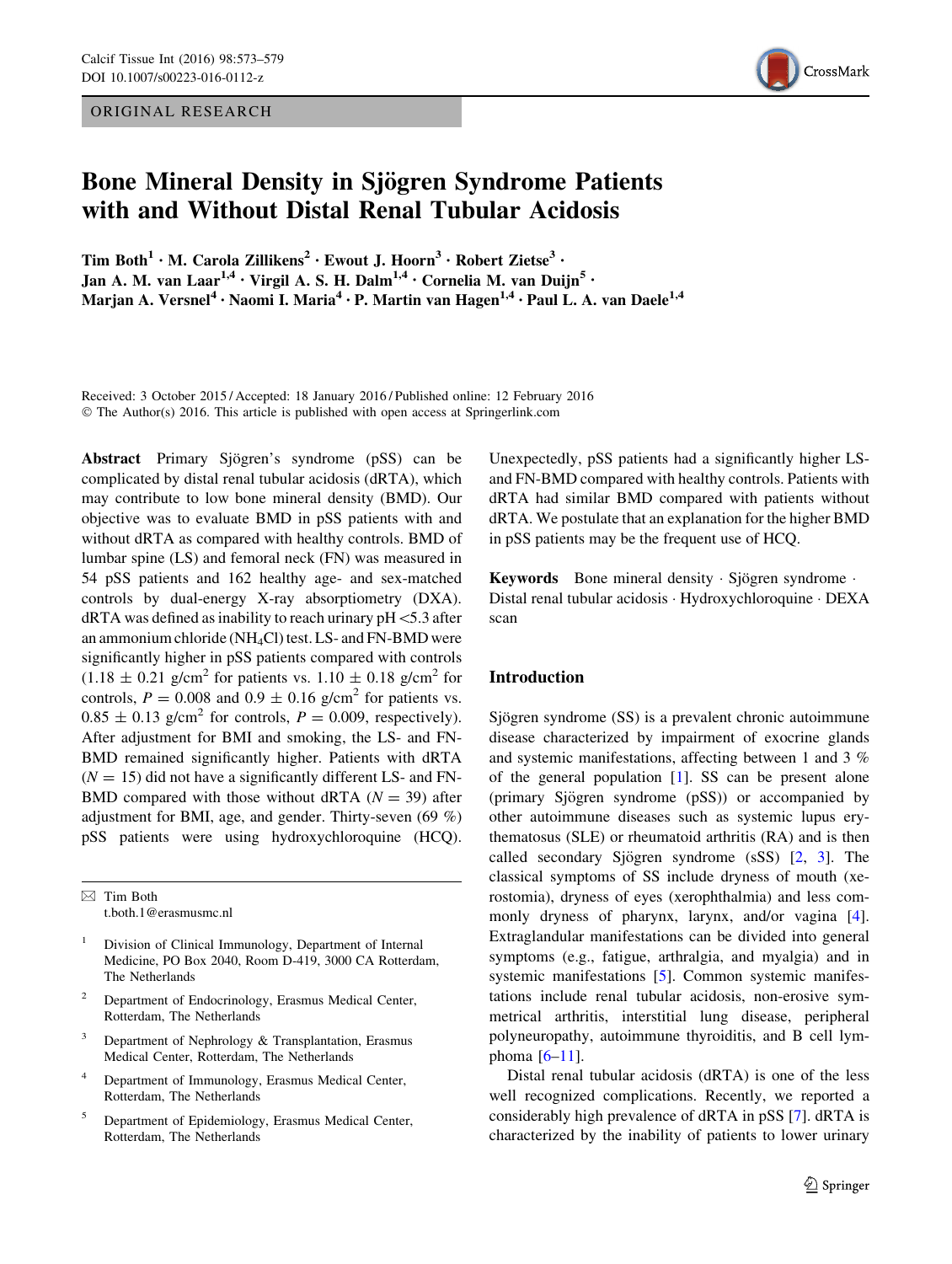ORIGINAL RESEARCH

# Bone Mineral Density in Sjögren Syndrome Patients with and Without Distal Renal Tubular Acidosis

Tim Both[1] · M. Carola Zillikens[2] · Ewout J. Hoorn[3] · Robert Zietse[3] · Jan A. M. van Laar[1,4] · Virgil A. S. H. Dalm[1,4] · Cornelia M. van Duijn[5] · Marjan A. Versnel[4] · Naomi I. Maria[4] · P. Martin van Hagen[1,4] · Paul L. A. van Daele[1,4]

Received: 3 October 2015 / Accepted: 18 January 2016 / Published online: 12 February 2016
© The Author(s) 2016. This article is published with open access at Springerlink.com

**Abstract** Primary Sjögren's syndrome (pSS) can be complicated by distal renal tubular acidosis (dRTA), which may contribute to low bone mineral density (BMD). Our objective was to evaluate BMD in pSS patients with and without dRTA as compared with healthy controls. BMD of lumbar spine (LS) and femoral neck (FN) was measured in 54 pSS patients and 162 healthy age- and sex-matched controls by dual-energy X-ray absorptiometry (DXA). dRTA was defined as inability to reach urinary pH <5.3 after an ammonium chloride ($NH_4Cl$) test. LS- and FN-BMD were significantly higher in pSS patients compared with controls ($1.18 \pm 0.21$ g/cm$^2$ for patients vs. $1.10 \pm 0.18$ g/cm$^2$ for controls, $P = 0.008$ and $0.9 \pm 0.16$ g/cm$^2$ for patients vs. $0.85 \pm 0.13$ g/cm$^2$ for controls, $P = 0.009$, respectively). After adjustment for BMI and smoking, the LS- and FN-BMD remained significantly higher. Patients with dRTA ($N = 15$) did not have a significantly different LS- and FN-BMD compared with those without dRTA ($N = 39$) after adjustment for BMI, age, and gender. Thirty-seven (69 %) pSS patients were using hydroxychloroquine (HCQ). Unexpectedly, pSS patients had a significantly higher LS- and FN-BMD compared with healthy controls. Patients with dRTA had similar BMD compared with patients without dRTA. We postulate that an explanation for the higher BMD in pSS patients may be the frequent use of HCQ.

**Keywords** Bone mineral density · Sjögren syndrome · Distal renal tubular acidosis · Hydroxychloroquine · DEXA scan

✉ Tim Both
t.both.1@erasmusmc.nl

1 Division of Clinical Immunology, Department of Internal Medicine, PO Box 2040, Room D-419, 3000 CA Rotterdam, The Netherlands

2 Department of Endocrinology, Erasmus Medical Center, Rotterdam, The Netherlands

3 Department of Nephrology & Transplantation, Erasmus Medical Center, Rotterdam, The Netherlands

4 Department of Immunology, Erasmus Medical Center, Rotterdam, The Netherlands

5 Department of Epidemiology, Erasmus Medical Center, Rotterdam, The Netherlands

## Introduction

Sjögren syndrome (SS) is a prevalent chronic autoimmune disease characterized by impairment of exocrine glands and systemic manifestations, affecting between 1 and 3 % of the general population [1]. SS can be present alone (primary Sjögren syndrome (pSS)) or accompanied by other autoimmune diseases such as systemic lupus erythematosus (SLE) or rheumatoid arthritis (RA) and is then called secondary Sjögren syndrome (sSS) [2, 3]. The classical symptoms of SS include dryness of mouth (xerostomia), dryness of eyes (xerophthalmia) and less commonly dryness of pharynx, larynx, and/or vagina [4]. Extraglandular manifestations can be divided into general symptoms (e.g., fatigue, arthralgia, and myalgia) and in systemic manifestations [5]. Common systemic manifestations include renal tubular acidosis, non-erosive symmetrical arthritis, interstitial lung disease, peripheral polyneuropathy, autoimmune thyroiditis, and B cell lymphoma [6–11].

Distal renal tubular acidosis (dRTA) is one of the less well recognized complications. Recently, we reported a considerably high prevalence of dRTA in pSS [7]. dRTA is characterized by the inability of patients to lower urinary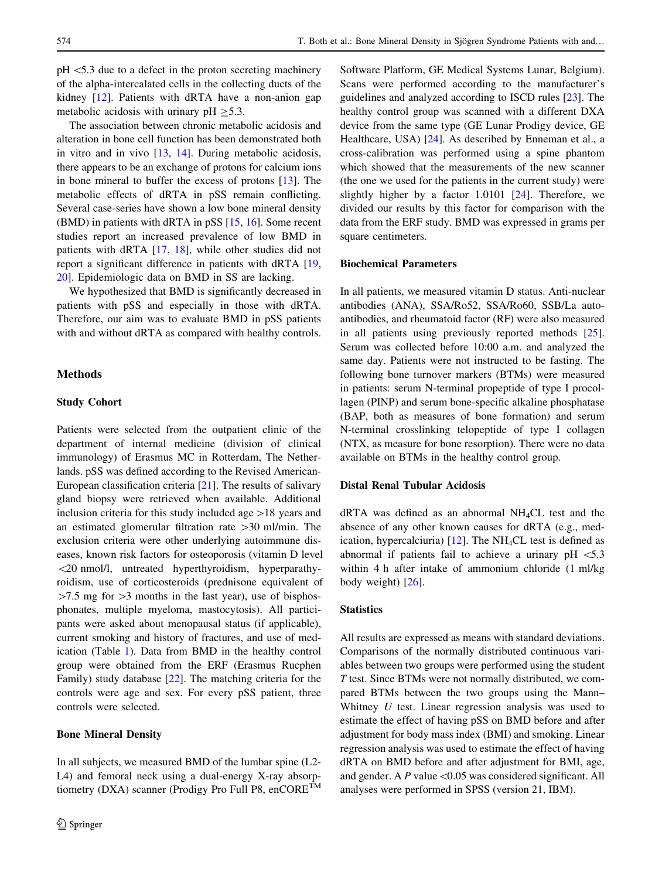pH <5.3 due to a defect in the proton secreting machinery of the alpha-intercalated cells in the collecting ducts of the kidney [12]. Patients with dRTA have a non-anion gap metabolic acidosis with urinary pH ≥5.3.

The association between chronic metabolic acidosis and alteration in bone cell function has been demonstrated both in vitro and in vivo [13, 14]. During metabolic acidosis, there appears to be an exchange of protons for calcium ions in bone mineral to buffer the excess of protons [13]. The metabolic effects of dRTA in pSS remain conflicting. Several case-series have shown a low bone mineral density (BMD) in patients with dRTA in pSS [15, 16]. Some recent studies report an increased prevalence of low BMD in patients with dRTA [17, 18], while other studies did not report a significant difference in patients with dRTA [19, 20]. Epidemiologic data on BMD in SS are lacking.

We hypothesized that BMD is significantly decreased in patients with pSS and especially in those with dRTA. Therefore, our aim was to evaluate BMD in pSS patients with and without dRTA as compared with healthy controls.

## Methods

### Study Cohort

Patients were selected from the outpatient clinic of the department of internal medicine (division of clinical immunology) of Erasmus MC in Rotterdam, The Netherlands. pSS was defined according to the Revised American-European classification criteria [21]. The results of salivary gland biopsy were retrieved when available. Additional inclusion criteria for this study included age >18 years and an estimated glomerular filtration rate >30 ml/min. The exclusion criteria were other underlying autoimmune diseases, known risk factors for osteoporosis (vitamin D level <20 nmol/l, untreated hyperthyroidism, hyperparathyroidism, use of corticosteroids (prednisone equivalent of >7.5 mg for >3 months in the last year), use of bisphosphonates, multiple myeloma, mastocytosis). All participants were asked about menopausal status (if applicable), current smoking and history of fractures, and use of medication (Table 1). Data from BMD in the healthy control group were obtained from the ERF (Erasmus Rucphen Family) study database [22]. The matching criteria for the controls were age and sex. For every pSS patient, three controls were selected.

### Bone Mineral Density

In all subjects, we measured BMD of the lumbar spine (L2-L4) and femoral neck using a dual-energy X-ray absorptiometry (DXA) scanner (Prodigy Pro Full P8, enCORE™ Software Platform, GE Medical Systems Lunar, Belgium). Scans were performed according to the manufacturer's guidelines and analyzed according to ISCD rules [23]. The healthy control group was scanned with a different DXA device from the same type (GE Lunar Prodigy device, GE Healthcare, USA) [24]. As described by Enneman et al., a cross-calibration was performed using a spine phantom which showed that the measurements of the new scanner (the one we used for the patients in the current study) were slightly higher by a factor 1.0101 [24]. Therefore, we divided our results by this factor for comparison with the data from the ERF study. BMD was expressed in grams per square centimeters.

### Biochemical Parameters

In all patients, we measured vitamin D status. Anti-nuclear antibodies (ANA), SSA/Ro52, SSA/Ro60, SSB/La autoantibodies, and rheumatoid factor (RF) were also measured in all patients using previously reported methods [25]. Serum was collected before 10:00 a.m. and analyzed the same day. Patients were not instructed to be fasting. The following bone turnover markers (BTMs) were measured in patients: serum N-terminal propeptide of type I procollagen (PINP) and serum bone-specific alkaline phosphatase (BAP, both as measures of bone formation) and serum N-terminal crosslinking telopeptide of type I collagen (NTX, as measure for bone resorption). There were no data available on BTMs in the healthy control group.

### Distal Renal Tubular Acidosis

dRTA was defined as an abnormal $NH_4CL$ test and the absence of any other known causes for dRTA (e.g., medication, hypercalciuria) [12]. The $NH_4CL$ test is defined as abnormal if patients fail to achieve a urinary pH <5.3 within 4 h after intake of ammonium chloride (1 ml/kg body weight) [26].

### Statistics

All results are expressed as means with standard deviations. Comparisons of the normally distributed continuous variables between two groups were performed using the student *T* test. Since BTMs were not normally distributed, we compared BTMs between the two groups using the Mann–Whitney *U* test. Linear regression analysis was used to estimate the effect of having pSS on BMD before and after adjustment for body mass index (BMI) and smoking. Linear regression analysis was used to estimate the effect of having dRTA on BMD before and after adjustment for BMI, age, and gender. A *P* value <0.05 was considered significant. All analyses were performed in SPSS (version 21, IBM).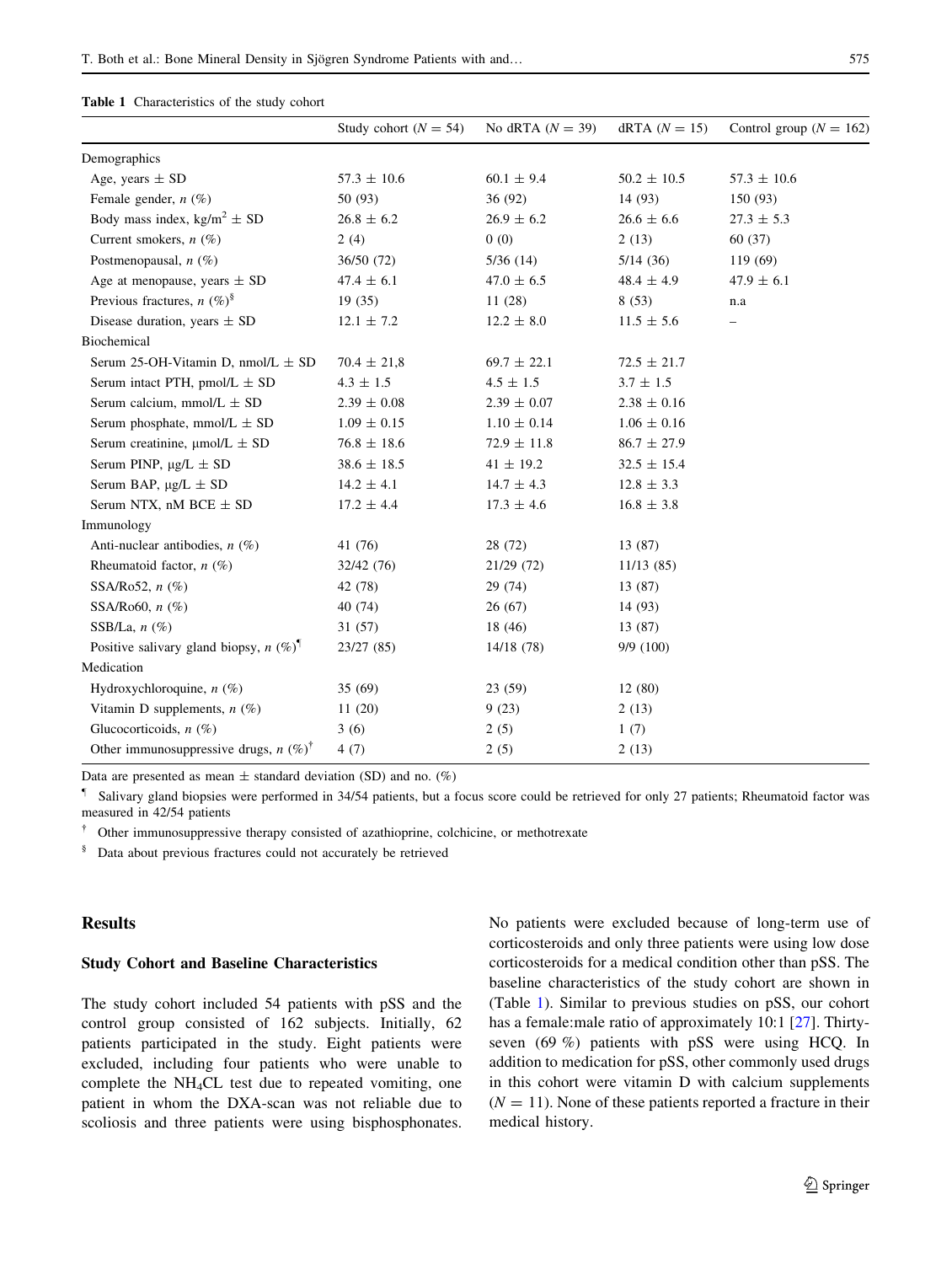**Table 1** Characteristics of the study cohort

| | Study cohort ($N = 54$) | No dRTA ($N = 39$) | dRTA ($N = 15$) | Control group ($N = 162$) |
|---|---|---|---|---|
| Demographics | | | | |
| Age, years ± SD | 57.3 ± 10.6 | 60.1 ± 9.4 | 50.2 ± 10.5 | 57.3 ± 10.6 |
| Female gender, *n* (%) | 50 (93) | 36 (92) | 14 (93) | 150 (93) |
| Body mass index, kg/m$^2$ ± SD | 26.8 ± 6.2 | 26.9 ± 6.2 | 26.6 ± 6.6 | 27.3 ± 5.3 |
| Current smokers, *n* (%) | 2 (4) | 0 (0) | 2 (13) | 60 (37) |
| Postmenopausal, *n* (%) | 36/50 (72) | 5/36 (14) | 5/14 (36) | 119 (69) |
| Age at menopause, years ± SD | 47.4 ± 6.1 | 47.0 ± 6.5 | 48.4 ± 4.9 | 47.9 ± 6.1 |
| Previous fractures, *n* (%)[§] | 19 (35) | 11 (28) | 8 (53) | n.a |
| Disease duration, years ± SD | 12.1 ± 7.2 | 12.2 ± 8.0 | 11.5 ± 5.6 | – |
| Biochemical | | | | |
| Serum 25-OH-Vitamin D, nmol/L ± SD | 70.4 ± 21,8 | 69.7 ± 22.1 | 72.5 ± 21.7 | |
| Serum intact PTH, pmol/L ± SD | 4.3 ± 1.5 | 4.5 ± 1.5 | 3.7 ± 1.5 | |
| Serum calcium, mmol/L ± SD | 2.39 ± 0.08 | 2.39 ± 0.07 | 2.38 ± 0.16 | |
| Serum phosphate, mmol/L ± SD | 1.09 ± 0.15 | 1.10 ± 0.14 | 1.06 ± 0.16 | |
| Serum creatinine, μmol/L ± SD | 76.8 ± 18.6 | 72.9 ± 11.8 | 86.7 ± 27.9 | |
| Serum PINP, μg/L ± SD | 38.6 ± 18.5 | 41 ± 19.2 | 32.5 ± 15.4 | |
| Serum BAP, μg/L ± SD | 14.2 ± 4.1 | 14.7 ± 4.3 | 12.8 ± 3.3 | |
| Serum NTX, nM BCE ± SD | 17.2 ± 4.4 | 17.3 ± 4.6 | 16.8 ± 3.8 | |
| Immunology | | | | |
| Anti-nuclear antibodies, *n* (%) | 41 (76) | 28 (72) | 13 (87) | |
| Rheumatoid factor, *n* (%) | 32/42 (76) | 21/29 (72) | 11/13 (85) | |
| SSA/Ro52, *n* (%) | 42 (78) | 29 (74) | 13 (87) | |
| SSA/Ro60, *n* (%) | 40 (74) | 26 (67) | 14 (93) | |
| SSB/La, *n* (%) | 31 (57) | 18 (46) | 13 (87) | |
| Positive salivary gland biopsy, *n* (%)[¶] | 23/27 (85) | 14/18 (78) | 9/9 (100) | |
| Medication | | | | |
| Hydroxychloroquine, *n* (%) | 35 (69) | 23 (59) | 12 (80) | |
| Vitamin D supplements, *n* (%) | 11 (20) | 9 (23) | 2 (13) | |
| Glucocorticoids, *n* (%) | 3 (6) | 2 (5) | 1 (7) | |
| Other immunosuppressive drugs, *n* (%)[†] | 4 (7) | 2 (5) | 2 (13) | |

Data are presented as mean ± standard deviation (SD) and no. (%)

[¶] Salivary gland biopsies were performed in 34/54 patients, but a focus score could be retrieved for only 27 patients; Rheumatoid factor was measured in 42/54 patients

[†] Other immunosuppressive therapy consisted of azathioprine, colchicine, or methotrexate

[§] Data about previous fractures could not accurately be retrieved

## Results

### Study Cohort and Baseline Characteristics

The study cohort included 54 patients with pSS and the control group consisted of 162 subjects. Initially, 62 patients participated in the study. Eight patients were excluded, including four patients who were unable to complete the $NH_4CL$ test due to repeated vomiting, one patient in whom the DXA-scan was not reliable due to scoliosis and three patients were using bisphosphonates. No patients were excluded because of long-term use of corticosteroids and only three patients were using low dose corticosteroids for a medical condition other than pSS. The baseline characteristics of the study cohort are shown in (Table 1). Similar to previous studies on pSS, our cohort has a female:male ratio of approximately 10:1 [27]. Thirty-seven (69 %) patients with pSS were using HCQ. In addition to medication for pSS, other commonly used drugs in this cohort were vitamin D with calcium supplements ($N = 11$). None of these patients reported a fracture in their medical history.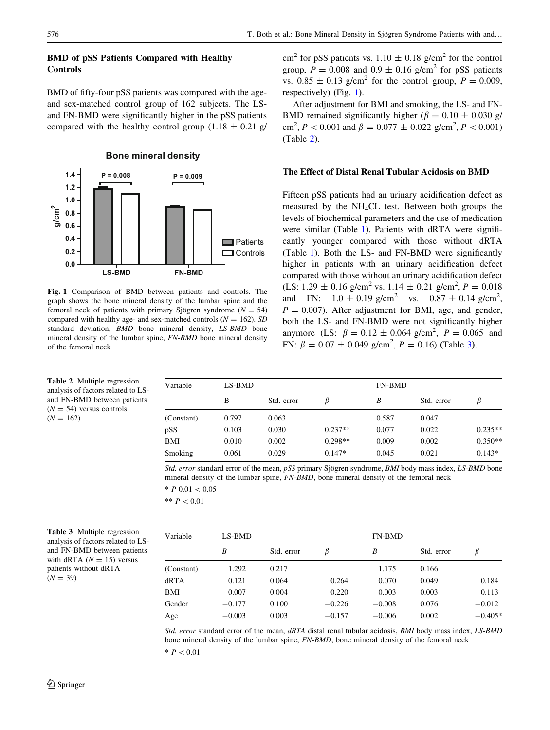### BMD of pSS Patients Compared with Healthy Controls

BMD of fifty-four pSS patients was compared with the age- and sex-matched control group of 162 subjects. The LS- and FN-BMD were significantly higher in the pSS patients compared with the healthy control group ($1.18 \pm 0.21$ g/cm$^2$ for pSS patients vs. $1.10 \pm 0.18$ g/cm$^2$ for the control group, $P = 0.008$ and $0.9 \pm 0.16$ g/cm$^2$ for pSS patients vs. $0.85 \pm 0.13$ g/cm$^2$ for the control group, $P = 0.009$, respectively) (Fig. 1).

**Fig. 1** Comparison of BMD between patients and controls. The graph shows the bone mineral density of the lumbar spine and the femoral neck of patients with primary Sjögren syndrome ($N = 54$) compared with healthy age- and sex-matched controls ($N = 162$). *SD* standard deviation, *BMD* bone mineral density, *LS-BMD* bone mineral density of the lumbar spine, *FN-BMD* bone mineral density of the femoral neck

After adjustment for BMI and smoking, the LS- and FN-BMD remained significantly higher ($\beta = 0.10 \pm 0.030$ g/cm$^2$, $P < 0.001$ and $\beta = 0.077 \pm 0.022$ g/cm$^2$, $P < 0.001$) (Table 2).

### The Effect of Distal Renal Tubular Acidosis on BMD

Fifteen pSS patients had an urinary acidification defect as measured by the $NH_4CL$ test. Between both groups the levels of biochemical parameters and the use of medication were similar (Table 1). Patients with dRTA were significantly younger compared with those without dRTA (Table 1). Both the LS- and FN-BMD were significantly higher in patients with an urinary acidification defect compared with those without an urinary acidification defect (LS: $1.29 \pm 0.16$ g/cm$^2$ vs. $1.14 \pm 0.21$ g/cm$^2$, $P = 0.018$ and FN: $1.0 \pm 0.19$ g/cm$^2$ vs. $0.87 \pm 0.14$ g/cm$^2$, $P = 0.007$). After adjustment for BMI, age, and gender, both the LS- and FN-BMD were not significantly higher anymore (LS: $\beta = 0.12 \pm 0.064$ g/cm$^2$, $P = 0.065$ and FN: $\beta = 0.07 \pm 0.049$ g/cm$^2$, $P = 0.16$) (Table 3).

**Table 2** Multiple regression analysis of factors related to LS- and FN-BMD between patients ($N = 54$) versus controls ($N = 162$)

| Variable | LS-BMD | | | FN-BMD | | |
|---|---|---|---|---|---|---|
| | B | Std. error | $\beta$ | $B$ | Std. error | $\beta$ |
| (Constant) | 0.797 | 0.063 | | 0.587 | 0.047 | |
| pSS | 0.103 | 0.030 | 0.237** | 0.077 | 0.022 | 0.235** |
| BMI | 0.010 | 0.002 | 0.298** | 0.009 | 0.002 | 0.350** |
| Smoking | 0.061 | 0.029 | 0.147* | 0.045 | 0.021 | 0.143* |

*Std. error* standard error of the mean, *pSS* primary Sjögren syndrome, *BMI* body mass index, *LS-BMD* bone mineral density of the lumbar spine, *FN-BMD*, bone mineral density of the femoral neck

\* $P$ 0.01 < 0.05

\** $P < 0.01$

**Table 3** Multiple regression analysis of factors related to LS- and FN-BMD between patients with dRTA ($N = 15$) versus patients without dRTA ($N = 39$)

| Variable | LS-BMD | | | FN-BMD | | |
|---|---|---|---|---|---|---|
| | $B$ | Std. error | $\beta$ | $B$ | Std. error | $\beta$ |
| (Constant) | 1.292 | 0.217 | | 1.175 | 0.166 | |
| dRTA | 0.121 | 0.064 | 0.264 | 0.070 | 0.049 | 0.184 |
| BMI | 0.007 | 0.004 | 0.220 | 0.003 | 0.003 | 0.113 |
| Gender | −0.177 | 0.100 | −0.226 | −0.008 | 0.076 | −0.012 |
| Age | −0.003 | 0.003 | −0.157 | −0.006 | 0.002 | −0.405* |

*Std. error* standard error of the mean, *dRTA* distal renal tubular acidosis, *BMI* body mass index, *LS-BMD* bone mineral density of the lumbar spine, *FN-BMD*, bone mineral density of the femoral neck

\* $P < 0.01$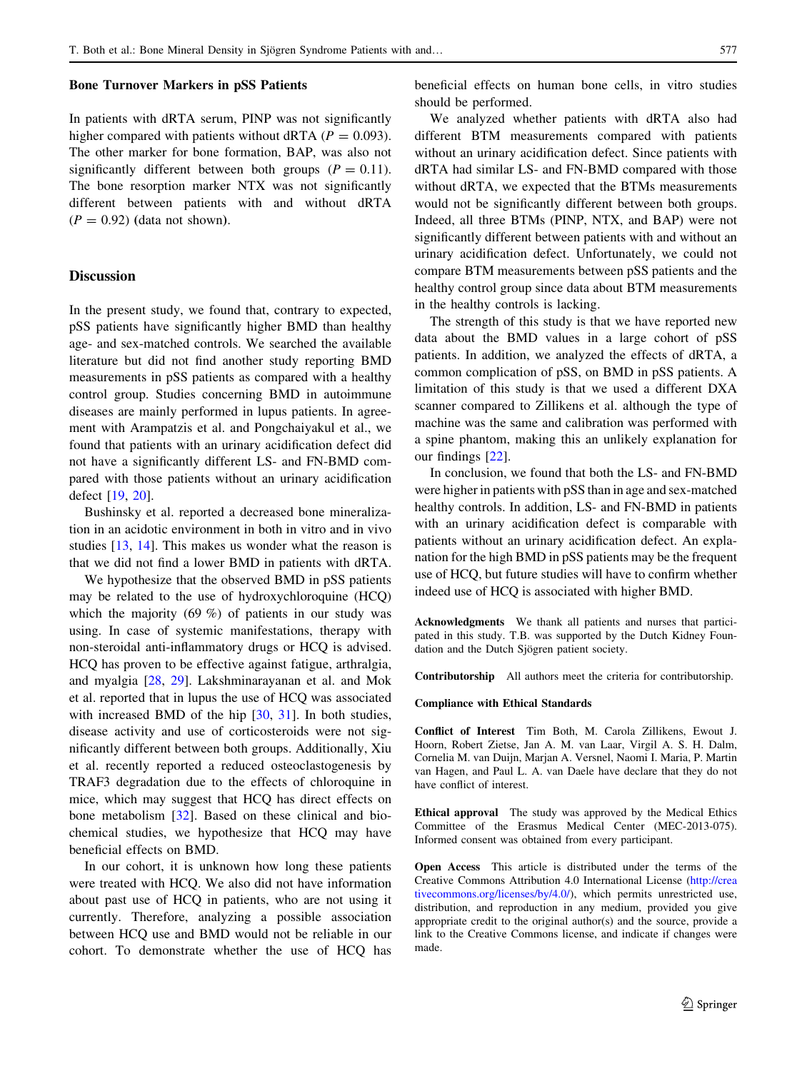### Bone Turnover Markers in pSS Patients

In patients with dRTA serum, PINP was not significantly higher compared with patients without dRTA ($P = 0.093$). The other marker for bone formation, BAP, was also not significantly different between both groups ($P = 0.11$). The bone resorption marker NTX was not significantly different between patients with and without dRTA ($P = 0.92$) (data not shown).

## Discussion

In the present study, we found that, contrary to expected, pSS patients have significantly higher BMD than healthy age- and sex-matched controls. We searched the available literature but did not find another study reporting BMD measurements in pSS patients as compared with a healthy control group. Studies concerning BMD in autoimmune diseases are mainly performed in lupus patients. In agreement with Arampatzis et al. and Pongchaiyakul et al., we found that patients with an urinary acidification defect did not have a significantly different LS- and FN-BMD compared with those patients without an urinary acidification defect [19, 20].

Bushinsky et al. reported a decreased bone mineralization in an acidotic environment in both in vitro and in vivo studies [13, 14]. This makes us wonder what the reason is that we did not find a lower BMD in patients with dRTA.

We hypothesize that the observed BMD in pSS patients may be related to the use of hydroxychloroquine (HCQ) which the majority (69 %) of patients in our study was using. In case of systemic manifestations, therapy with non-steroidal anti-inflammatory drugs or HCQ is advised. HCQ has proven to be effective against fatigue, arthralgia, and myalgia [28, 29]. Lakshminarayanan et al. and Mok et al. reported that in lupus the use of HCQ was associated with increased BMD of the hip [30, 31]. In both studies, disease activity and use of corticosteroids were not significantly different between both groups. Additionally, Xiu et al. recently reported a reduced osteoclastogenesis by TRAF3 degradation due to the effects of chloroquine in mice, which may suggest that HCQ has direct effects on bone metabolism [32]. Based on these clinical and biochemical studies, we hypothesize that HCQ may have beneficial effects on BMD.

In our cohort, it is unknown how long these patients were treated with HCQ. We also did not have information about past use of HCQ in patients, who are not using it currently. Therefore, analyzing a possible association between HCQ use and BMD would not be reliable in our cohort. To demonstrate whether the use of HCQ has beneficial effects on human bone cells, in vitro studies should be performed.

We analyzed whether patients with dRTA also had different BTM measurements compared with patients without an urinary acidification defect. Since patients with dRTA had similar LS- and FN-BMD compared with those without dRTA, we expected that the BTMs measurements would not be significantly different between both groups. Indeed, all three BTMs (PINP, NTX, and BAP) were not significantly different between patients with and without an urinary acidification defect. Unfortunately, we could not compare BTM measurements between pSS patients and the healthy control group since data about BTM measurements in the healthy controls is lacking.

The strength of this study is that we have reported new data about the BMD values in a large cohort of pSS patients. In addition, we analyzed the effects of dRTA, a common complication of pSS, on BMD in pSS patients. A limitation of this study is that we used a different DXA scanner compared to Zillikens et al. although the type of machine was the same and calibration was performed with a spine phantom, making this an unlikely explanation for our findings [22].

In conclusion, we found that both the LS- and FN-BMD were higher in patients with pSS than in age and sex-matched healthy controls. In addition, LS- and FN-BMD in patients with an urinary acidification defect is comparable with patients without an urinary acidification defect. An explanation for the high BMD in pSS patients may be the frequent use of HCQ, but future studies will have to confirm whether indeed use of HCQ is associated with higher BMD.

**Acknowledgments** We thank all patients and nurses that participated in this study. T.B. was supported by the Dutch Kidney Foundation and the Dutch Sjögren patient society.

**Contributorship** All authors meet the criteria for contributorship.

**Compliance with Ethical Standards**

**Conflict of Interest** Tim Both, M. Carola Zillikens, Ewout J. Hoorn, Robert Zietse, Jan A. M. van Laar, Virgil A. S. H. Dalm, Cornelia M. van Duijn, Marjan A. Versnel, Naomi I. Maria, P. Martin van Hagen, and Paul L. A. van Daele have declare that they do not have conflict of interest.

**Ethical approval** The study was approved by the Medical Ethics Committee of the Erasmus Medical Center (MEC-2013-075). Informed consent was obtained from every participant.

**Open Access** This article is distributed under the terms of the Creative Commons Attribution 4.0 International License (http://creativecommons.org/licenses/by/4.0/), which permits unrestricted use, distribution, and reproduction in any medium, provided you give appropriate credit to the original author(s) and the source, provide a link to the Creative Commons license, and indicate if changes were made.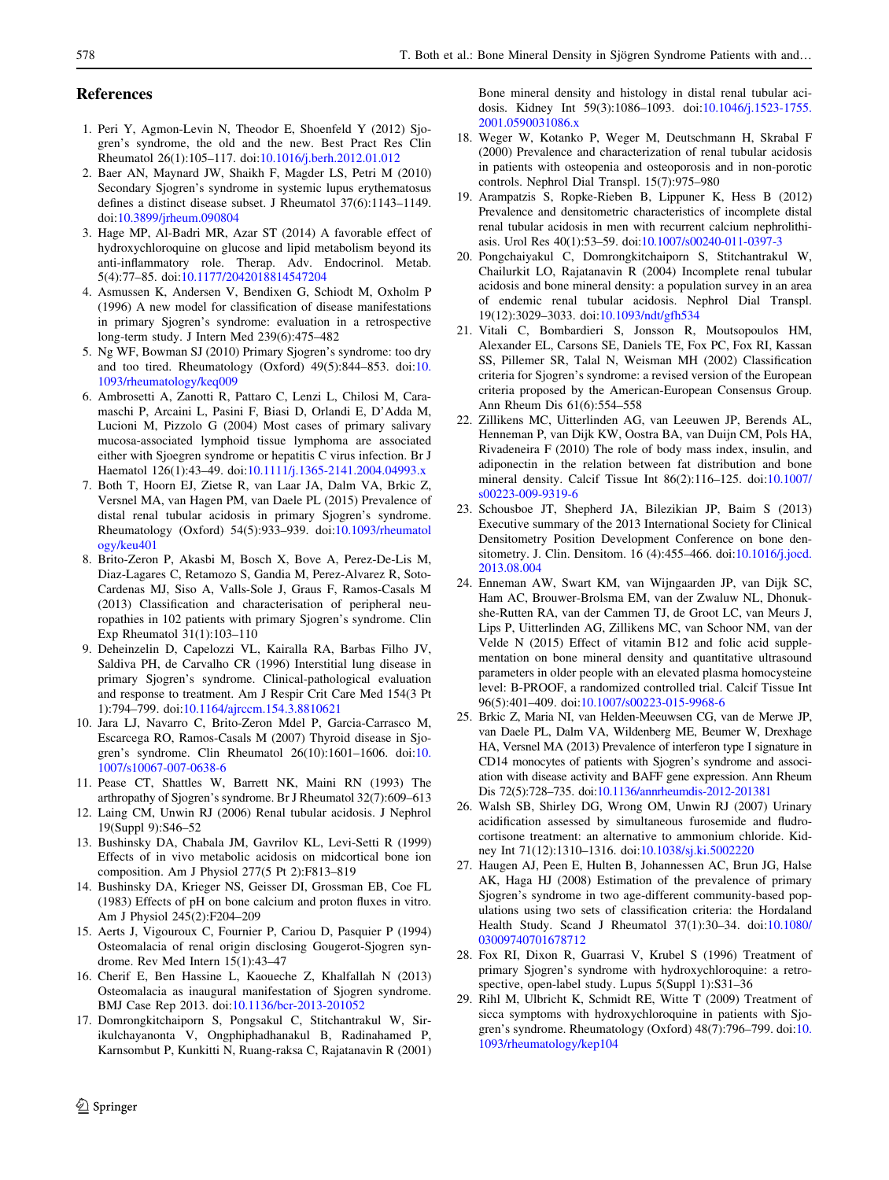## References

1. Peri Y, Agmon-Levin N, Theodor E, Shoenfeld Y (2012) Sjogren's syndrome, the old and the new. Best Pract Res Clin Rheumatol 26(1):105–117. doi:10.1016/j.berh.2012.01.012
2. Baer AN, Maynard JW, Shaikh F, Magder LS, Petri M (2010) Secondary Sjogren's syndrome in systemic lupus erythematosus defines a distinct disease subset. J Rheumatol 37(6):1143–1149. doi:10.3899/jrheum.090804
3. Hage MP, Al-Badri MR, Azar ST (2014) A favorable effect of hydroxychloroquine on glucose and lipid metabolism beyond its anti-inflammatory role. Therap. Adv. Endocrinol. Metab. 5(4):77–85. doi:10.1177/2042018814547204
4. Asmussen K, Andersen V, Bendixen G, Schiodt M, Oxholm P (1996) A new model for classification of disease manifestations in primary Sjogren's syndrome: evaluation in a retrospective long-term study. J Intern Med 239(6):475–482
5. Ng WF, Bowman SJ (2010) Primary Sjogren's syndrome: too dry and too tired. Rheumatology (Oxford) 49(5):844–853. doi:10.1093/rheumatology/keq009
6. Ambrosetti A, Zanotti R, Pattaro C, Lenzi L, Chilosi M, Caramaschi P, Arcaini L, Pasini F, Biasi D, Orlandi E, D'Adda M, Lucioni M, Pizzolo G (2004) Most cases of primary salivary mucosa-associated lymphoid tissue lymphoma are associated either with Sjoegren syndrome or hepatitis C virus infection. Br J Haematol 126(1):43–49. doi:10.1111/j.1365-2141.2004.04993.x
7. Both T, Hoorn EJ, Zietse R, van Laar JA, Dalm VA, Brkic Z, Versnel MA, van Hagen PM, van Daele PL (2015) Prevalence of distal renal tubular acidosis in primary Sjogren's syndrome. Rheumatology (Oxford) 54(5):933–939. doi:10.1093/rheumatology/keu401
8. Brito-Zeron P, Akasbi M, Bosch X, Bove A, Perez-De-Lis M, Diaz-Lagares C, Retamozo S, Gandia M, Perez-Alvarez R, Soto-Cardenas MJ, Siso A, Valls-Sole J, Graus F, Ramos-Casals M (2013) Classification and characterisation of peripheral neuropathies in 102 patients with primary Sjogren's syndrome. Clin Exp Rheumatol 31(1):103–110
9. Deheinzelin D, Capelozzi VL, Kairalla RA, Barbas Filho JV, Saldiva PH, de Carvalho CR (1996) Interstitial lung disease in primary Sjogren's syndrome. Clinical-pathological evaluation and response to treatment. Am J Respir Crit Care Med 154(3 Pt 1):794–799. doi:10.1164/ajrccm.154.3.8810621
10. Jara LJ, Navarro C, Brito-Zeron Mdel P, Garcia-Carrasco M, Escarcega RO, Ramos-Casals M (2007) Thyroid disease in Sjogren's syndrome. Clin Rheumatol 26(10):1601–1606. doi:10.1007/s10067-007-0638-6
11. Pease CT, Shattles W, Barrett NK, Maini RN (1993) The arthropathy of Sjogren's syndrome. Br J Rheumatol 32(7):609–613
12. Laing CM, Unwin RJ (2006) Renal tubular acidosis. J Nephrol 19(Suppl 9):S46–52
13. Bushinsky DA, Chabala JM, Gavrilov KL, Levi-Setti R (1999) Effects of in vivo metabolic acidosis on midcortical bone ion composition. Am J Physiol 277(5 Pt 2):F813–819
14. Bushinsky DA, Krieger NS, Geisser DI, Grossman EB, Coe FL (1983) Effects of pH on bone calcium and proton fluxes in vitro. Am J Physiol 245(2):F204–209
15. Aerts J, Vigouroux C, Fournier P, Cariou D, Pasquier P (1994) Osteomalacia of renal origin disclosing Gougerot-Sjogren syndrome. Rev Med Intern 15(1):43–47
16. Cherif E, Ben Hassine L, Kaoueche Z, Khalfallah N (2013) Osteomalacia as inaugural manifestation of Sjogren syndrome. BMJ Case Rep 2013. doi:10.1136/bcr-2013-201052
17. Domrongkitchaiporn S, Pongsakul C, Stitchantrakul W, Sirikulchayanonta V, Ongphiphadhanakul B, Radinahamed P, Karnsombut P, Kunkitti N, Ruang-raksa C, Rajatanavin R (2001) Bone mineral density and histology in distal renal tubular acidosis. Kidney Int 59(3):1086–1093. doi:10.1046/j.1523-1755.2001.0590031086.x
18. Weger W, Kotanko P, Weger M, Deutschmann H, Skrabal F (2000) Prevalence and characterization of renal tubular acidosis in patients with osteopenia and osteoporosis and in non-porotic controls. Nephrol Dial Transpl. 15(7):975–980
19. Arampatzis S, Ropke-Rieben B, Lippuner K, Hess B (2012) Prevalence and densitometric characteristics of incomplete distal renal tubular acidosis in men with recurrent calcium nephrolithiasis. Urol Res 40(1):53–59. doi:10.1007/s00240-011-0397-3
20. Pongchaiyakul C, Domrongkitchaiporn S, Stitchantrakul W, Chailurkit LO, Rajatanavin R (2004) Incomplete renal tubular acidosis and bone mineral density: a population survey in an area of endemic renal tubular acidosis. Nephrol Dial Transpl. 19(12):3029–3033. doi:10.1093/ndt/gfh534
21. Vitali C, Bombardieri S, Jonsson R, Moutsopoulos HM, Alexander EL, Carsons SE, Daniels TE, Fox PC, Fox RI, Kassan SS, Pillemer SR, Talal N, Weisman MH (2002) Classification criteria for Sjogren's syndrome: a revised version of the European criteria proposed by the American-European Consensus Group. Ann Rheum Dis 61(6):554–558
22. Zillikens MC, Uitterlinden AG, van Leeuwen JP, Berends AL, Henneman P, van Dijk KW, Oostra BA, van Duijn CM, Pols HA, Rivadeneira F (2010) The role of body mass index, insulin, and adiponectin in the relation between fat distribution and bone mineral density. Calcif Tissue Int 86(2):116–125. doi:10.1007/s00223-009-9319-6
23. Schousboe JT, Shepherd JA, Bilezikian JP, Baim S (2013) Executive summary of the 2013 International Society for Clinical Densitometry Position Development Conference on bone densitometry. J. Clin. Densitom. 16 (4):455–466. doi:10.1016/j.jocd.2013.08.004
24. Enneman AW, Swart KM, van Wijngaarden JP, van Dijk SC, Ham AC, Brouwer-Brolsma EM, van der Zwaluw NL, Dhonukshe-Rutten RA, van der Cammen TJ, de Groot LC, van Meurs J, Lips P, Uitterlinden AG, Zillikens MC, van Schoor NM, van der Velde N (2015) Effect of vitamin B12 and folic acid supplementation on bone mineral density and quantitative ultrasound parameters in older people with an elevated plasma homocysteine level: B-PROOF, a randomized controlled trial. Calcif Tissue Int 96(5):401–409. doi:10.1007/s00223-015-9968-6
25. Brkic Z, Maria NI, van Helden-Meeuwsen CG, van de Merwe JP, van Daele PL, Dalm VA, Wildenberg ME, Beumer W, Drexhage HA, Versnel MA (2013) Prevalence of interferon type I signature in CD14 monocytes of patients with Sjogren's syndrome and association with disease activity and BAFF gene expression. Ann Rheum Dis 72(5):728–735. doi:10.1136/annrheumdis-2012-201381
26. Walsh SB, Shirley DG, Wrong OM, Unwin RJ (2007) Urinary acidification assessed by simultaneous furosemide and fludrocortisone treatment: an alternative to ammonium chloride. Kidney Int 71(12):1310–1316. doi:10.1038/sj.ki.5002220
27. Haugen AJ, Peen E, Hulten B, Johannessen AC, Brun JG, Halse AK, Haga HJ (2008) Estimation of the prevalence of primary Sjogren's syndrome in two age-different community-based populations using two sets of classification criteria: the Hordaland Health Study. Scand J Rheumatol 37(1):30–34. doi:10.1080/03009740701678712
28. Fox RI, Dixon R, Guarrasi V, Krubel S (1996) Treatment of primary Sjogren's syndrome with hydroxychloroquine: a retrospective, open-label study. Lupus 5(Suppl 1):S31–36
29. Rihl M, Ulbricht K, Schmidt RE, Witte T (2009) Treatment of sicca symptoms with hydroxychloroquine in patients with Sjogren's syndrome. Rheumatology (Oxford) 48(7):796–799. doi:10.1093/rheumatology/kep104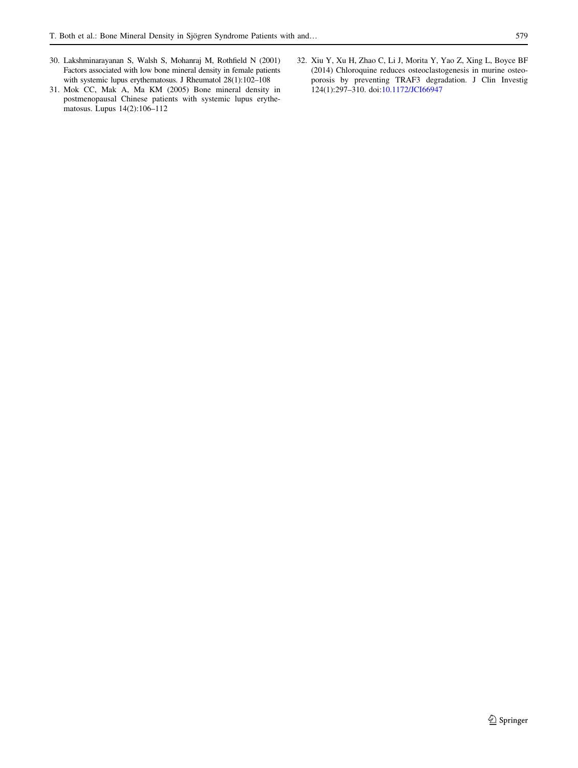30. Lakshminarayanan S, Walsh S, Mohanraj M, Rothfield N (2001) Factors associated with low bone mineral density in female patients with systemic lupus erythematosus. J Rheumatol 28(1):102–108
31. Mok CC, Mak A, Ma KM (2005) Bone mineral density in postmenopausal Chinese patients with systemic lupus erythematosus. Lupus 14(2):106–112
32. Xiu Y, Xu H, Zhao C, Li J, Morita Y, Yao Z, Xing L, Boyce BF (2014) Chloroquine reduces osteoclastogenesis in murine osteoporosis by preventing TRAF3 degradation. J Clin Investig 124(1):297–310. doi:10.1172/JCI66947